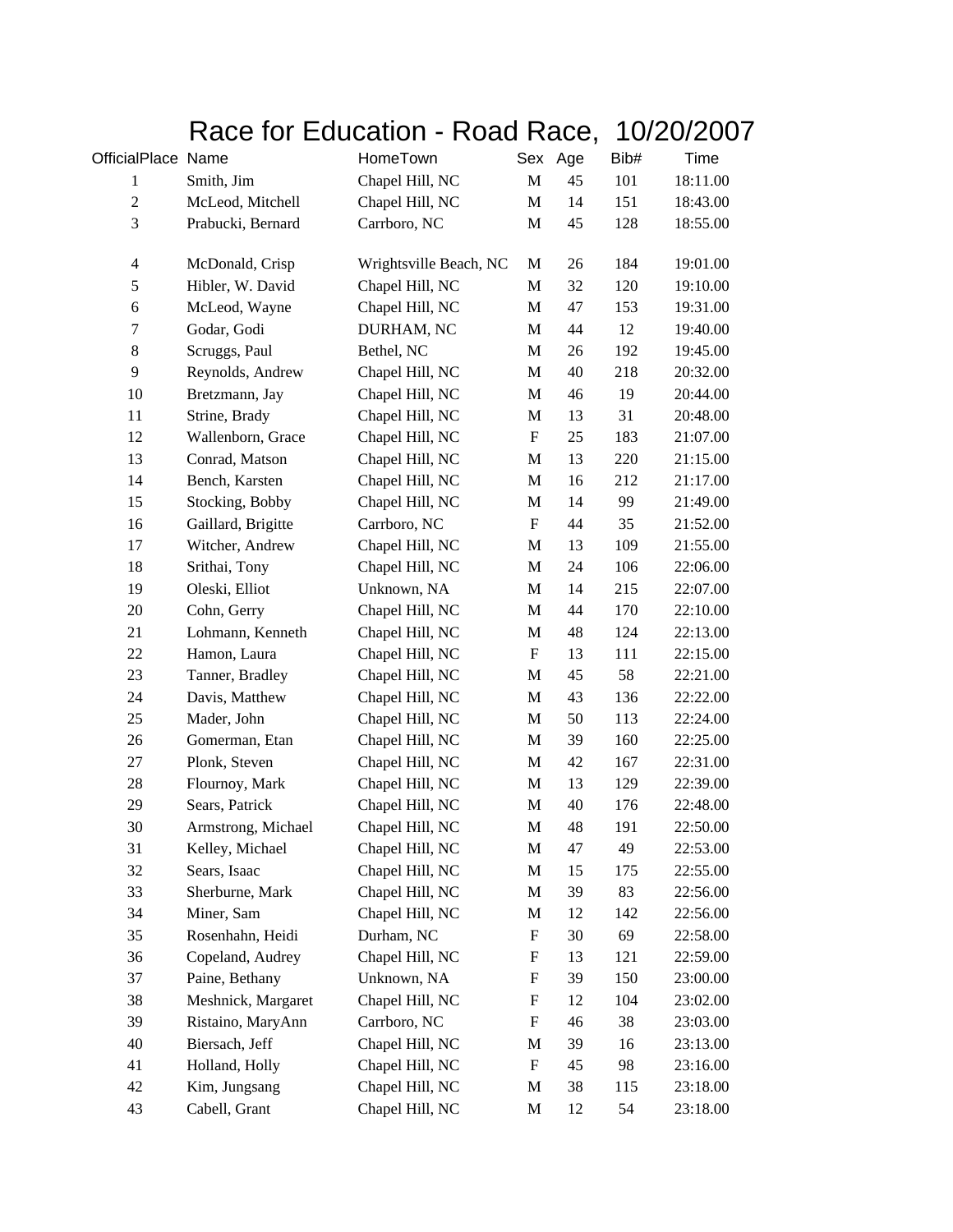# Race for Education - Road Race, 10/20/2007

| OfficialPlace | Name | HomeTown | Sex | Age | Bib# | Time |
|---|---|---|---|---|---|---|
| 1 | Smith, Jim | Chapel Hill, NC | M | 45 | 101 | 18:11.00 |
| 2 | McLeod, Mitchell | Chapel Hill, NC | M | 14 | 151 | 18:43.00 |
| 3 | Prabucki, Bernard | Carrboro, NC | M | 45 | 128 | 18:55.00 |
| 4 | McDonald, Crisp | Wrightsville Beach, NC | M | 26 | 184 | 19:01.00 |
| 5 | Hibler, W. David | Chapel Hill, NC | M | 32 | 120 | 19:10.00 |
| 6 | McLeod, Wayne | Chapel Hill, NC | M | 47 | 153 | 19:31.00 |
| 7 | Godar, Godi | DURHAM, NC | M | 44 | 12 | 19:40.00 |
| 8 | Scruggs, Paul | Bethel, NC | M | 26 | 192 | 19:45.00 |
| 9 | Reynolds, Andrew | Chapel Hill, NC | M | 40 | 218 | 20:32.00 |
| 10 | Bretzmann, Jay | Chapel Hill, NC | M | 46 | 19 | 20:44.00 |
| 11 | Strine, Brady | Chapel Hill, NC | M | 13 | 31 | 20:48.00 |
| 12 | Wallenborn, Grace | Chapel Hill, NC | F | 25 | 183 | 21:07.00 |
| 13 | Conrad, Matson | Chapel Hill, NC | M | 13 | 220 | 21:15.00 |
| 14 | Bench, Karsten | Chapel Hill, NC | M | 16 | 212 | 21:17.00 |
| 15 | Stocking, Bobby | Chapel Hill, NC | M | 14 | 99 | 21:49.00 |
| 16 | Gaillard, Brigitte | Carrboro, NC | F | 44 | 35 | 21:52.00 |
| 17 | Witcher, Andrew | Chapel Hill, NC | M | 13 | 109 | 21:55.00 |
| 18 | Srithai, Tony | Chapel Hill, NC | M | 24 | 106 | 22:06.00 |
| 19 | Oleski, Elliot | Unknown, NA | M | 14 | 215 | 22:07.00 |
| 20 | Cohn, Gerry | Chapel Hill, NC | M | 44 | 170 | 22:10.00 |
| 21 | Lohmann, Kenneth | Chapel Hill, NC | M | 48 | 124 | 22:13.00 |
| 22 | Hamon, Laura | Chapel Hill, NC | F | 13 | 111 | 22:15.00 |
| 23 | Tanner, Bradley | Chapel Hill, NC | M | 45 | 58 | 22:21.00 |
| 24 | Davis, Matthew | Chapel Hill, NC | M | 43 | 136 | 22:22.00 |
| 25 | Mader, John | Chapel Hill, NC | M | 50 | 113 | 22:24.00 |
| 26 | Gomerman, Etan | Chapel Hill, NC | M | 39 | 160 | 22:25.00 |
| 27 | Plonk, Steven | Chapel Hill, NC | M | 42 | 167 | 22:31.00 |
| 28 | Flournoy, Mark | Chapel Hill, NC | M | 13 | 129 | 22:39.00 |
| 29 | Sears, Patrick | Chapel Hill, NC | M | 40 | 176 | 22:48.00 |
| 30 | Armstrong, Michael | Chapel Hill, NC | M | 48 | 191 | 22:50.00 |
| 31 | Kelley, Michael | Chapel Hill, NC | M | 47 | 49 | 22:53.00 |
| 32 | Sears, Isaac | Chapel Hill, NC | M | 15 | 175 | 22:55.00 |
| 33 | Sherburne, Mark | Chapel Hill, NC | M | 39 | 83 | 22:56.00 |
| 34 | Miner, Sam | Chapel Hill, NC | M | 12 | 142 | 22:56.00 |
| 35 | Rosenhahn, Heidi | Durham, NC | F | 30 | 69 | 22:58.00 |
| 36 | Copeland, Audrey | Chapel Hill, NC | F | 13 | 121 | 22:59.00 |
| 37 | Paine, Bethany | Unknown, NA | F | 39 | 150 | 23:00.00 |
| 38 | Meshnick, Margaret | Chapel Hill, NC | F | 12 | 104 | 23:02.00 |
| 39 | Ristaino, MaryAnn | Carrboro, NC | F | 46 | 38 | 23:03.00 |
| 40 | Biersach, Jeff | Chapel Hill, NC | M | 39 | 16 | 23:13.00 |
| 41 | Holland, Holly | Chapel Hill, NC | F | 45 | 98 | 23:16.00 |
| 42 | Kim, Jungsang | Chapel Hill, NC | M | 38 | 115 | 23:18.00 |
| 43 | Cabell, Grant | Chapel Hill, NC | M | 12 | 54 | 23:18.00 |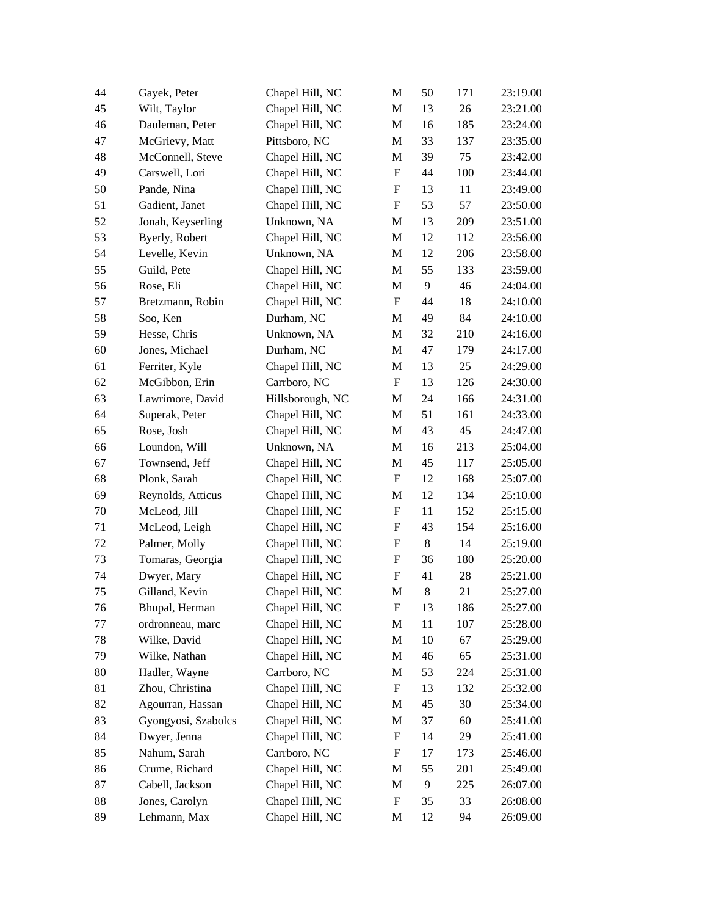| | | | | | | |
|---|---|---|---|---|---|---|
| 44 | Gayek, Peter | Chapel Hill, NC | M | 50 | 171 | 23:19.00 |
| 45 | Wilt, Taylor | Chapel Hill, NC | M | 13 | 26 | 23:21.00 |
| 46 | Dauleman, Peter | Chapel Hill, NC | M | 16 | 185 | 23:24.00 |
| 47 | McGrievy, Matt | Pittsboro, NC | M | 33 | 137 | 23:35.00 |
| 48 | McConnell, Steve | Chapel Hill, NC | M | 39 | 75 | 23:42.00 |
| 49 | Carswell, Lori | Chapel Hill, NC | F | 44 | 100 | 23:44.00 |
| 50 | Pande, Nina | Chapel Hill, NC | F | 13 | 11 | 23:49.00 |
| 51 | Gadient, Janet | Chapel Hill, NC | F | 53 | 57 | 23:50.00 |
| 52 | Jonah, Keyserling | Unknown, NA | M | 13 | 209 | 23:51.00 |
| 53 | Byerly, Robert | Chapel Hill, NC | M | 12 | 112 | 23:56.00 |
| 54 | Levelle, Kevin | Unknown, NA | M | 12 | 206 | 23:58.00 |
| 55 | Guild, Pete | Chapel Hill, NC | M | 55 | 133 | 23:59.00 |
| 56 | Rose, Eli | Chapel Hill, NC | M | 9 | 46 | 24:04.00 |
| 57 | Bretzmann, Robin | Chapel Hill, NC | F | 44 | 18 | 24:10.00 |
| 58 | Soo, Ken | Durham, NC | M | 49 | 84 | 24:10.00 |
| 59 | Hesse, Chris | Unknown, NA | M | 32 | 210 | 24:16.00 |
| 60 | Jones, Michael | Durham, NC | M | 47 | 179 | 24:17.00 |
| 61 | Ferriter, Kyle | Chapel Hill, NC | M | 13 | 25 | 24:29.00 |
| 62 | McGibbon, Erin | Carrboro, NC | F | 13 | 126 | 24:30.00 |
| 63 | Lawrimore, David | Hillsborough, NC | M | 24 | 166 | 24:31.00 |
| 64 | Superak, Peter | Chapel Hill, NC | M | 51 | 161 | 24:33.00 |
| 65 | Rose, Josh | Chapel Hill, NC | M | 43 | 45 | 24:47.00 |
| 66 | Loundon, Will | Unknown, NA | M | 16 | 213 | 25:04.00 |
| 67 | Townsend, Jeff | Chapel Hill, NC | M | 45 | 117 | 25:05.00 |
| 68 | Plonk, Sarah | Chapel Hill, NC | F | 12 | 168 | 25:07.00 |
| 69 | Reynolds, Atticus | Chapel Hill, NC | M | 12 | 134 | 25:10.00 |
| 70 | McLeod, Jill | Chapel Hill, NC | F | 11 | 152 | 25:15.00 |
| 71 | McLeod, Leigh | Chapel Hill, NC | F | 43 | 154 | 25:16.00 |
| 72 | Palmer, Molly | Chapel Hill, NC | F | 8 | 14 | 25:19.00 |
| 73 | Tomaras, Georgia | Chapel Hill, NC | F | 36 | 180 | 25:20.00 |
| 74 | Dwyer, Mary | Chapel Hill, NC | F | 41 | 28 | 25:21.00 |
| 75 | Gilland, Kevin | Chapel Hill, NC | M | 8 | 21 | 25:27.00 |
| 76 | Bhupal, Herman | Chapel Hill, NC | F | 13 | 186 | 25:27.00 |
| 77 | ordronneau, marc | Chapel Hill, NC | M | 11 | 107 | 25:28.00 |
| 78 | Wilke, David | Chapel Hill, NC | M | 10 | 67 | 25:29.00 |
| 79 | Wilke, Nathan | Chapel Hill, NC | M | 46 | 65 | 25:31.00 |
| 80 | Hadler, Wayne | Carrboro, NC | M | 53 | 224 | 25:31.00 |
| 81 | Zhou, Christina | Chapel Hill, NC | F | 13 | 132 | 25:32.00 |
| 82 | Agourran, Hassan | Chapel Hill, NC | M | 45 | 30 | 25:34.00 |
| 83 | Gyongyosi, Szabolcs | Chapel Hill, NC | M | 37 | 60 | 25:41.00 |
| 84 | Dwyer, Jenna | Chapel Hill, NC | F | 14 | 29 | 25:41.00 |
| 85 | Nahum, Sarah | Carrboro, NC | F | 17 | 173 | 25:46.00 |
| 86 | Crume, Richard | Chapel Hill, NC | M | 55 | 201 | 25:49.00 |
| 87 | Cabell, Jackson | Chapel Hill, NC | M | 9 | 225 | 26:07.00 |
| 88 | Jones, Carolyn | Chapel Hill, NC | F | 35 | 33 | 26:08.00 |
| 89 | Lehmann, Max | Chapel Hill, NC | M | 12 | 94 | 26:09.00 |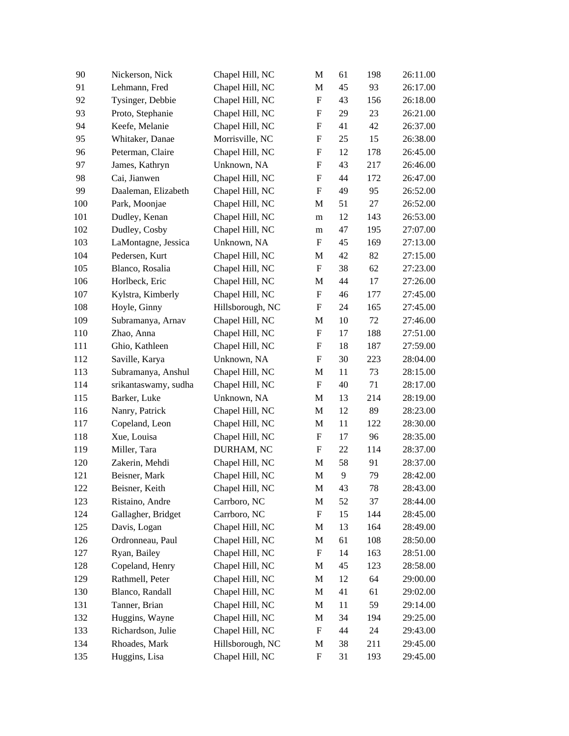| | | | | | | |
|---|---|---|---|---|---|---|
| 90 | Nickerson, Nick | Chapel Hill, NC | M | 61 | 198 | 26:11.00 |
| 91 | Lehmann, Fred | Chapel Hill, NC | M | 45 | 93 | 26:17.00 |
| 92 | Tysinger, Debbie | Chapel Hill, NC | F | 43 | 156 | 26:18.00 |
| 93 | Proto, Stephanie | Chapel Hill, NC | F | 29 | 23 | 26:21.00 |
| 94 | Keefe, Melanie | Chapel Hill, NC | F | 41 | 42 | 26:37.00 |
| 95 | Whitaker, Danae | Morrisville, NC | F | 25 | 15 | 26:38.00 |
| 96 | Peterman, Claire | Chapel Hill, NC | F | 12 | 178 | 26:45.00 |
| 97 | James, Kathryn | Unknown, NA | F | 43 | 217 | 26:46.00 |
| 98 | Cai, Jianwen | Chapel Hill, NC | F | 44 | 172 | 26:47.00 |
| 99 | Daaleman, Elizabeth | Chapel Hill, NC | F | 49 | 95 | 26:52.00 |
| 100 | Park, Moonjae | Chapel Hill, NC | M | 51 | 27 | 26:52.00 |
| 101 | Dudley, Kenan | Chapel Hill, NC | m | 12 | 143 | 26:53.00 |
| 102 | Dudley, Cosby | Chapel Hill, NC | m | 47 | 195 | 27:07.00 |
| 103 | LaMontagne, Jessica | Unknown, NA | F | 45 | 169 | 27:13.00 |
| 104 | Pedersen, Kurt | Chapel Hill, NC | M | 42 | 82 | 27:15.00 |
| 105 | Blanco, Rosalia | Chapel Hill, NC | F | 38 | 62 | 27:23.00 |
| 106 | Horlbeck, Eric | Chapel Hill, NC | M | 44 | 17 | 27:26.00 |
| 107 | Kylstra, Kimberly | Chapel Hill, NC | F | 46 | 177 | 27:45.00 |
| 108 | Hoyle, Ginny | Hillsborough, NC | F | 24 | 165 | 27:45.00 |
| 109 | Subramanya, Arnav | Chapel Hill, NC | M | 10 | 72 | 27:46.00 |
| 110 | Zhao, Anna | Chapel Hill, NC | F | 17 | 188 | 27:51.00 |
| 111 | Ghio, Kathleen | Chapel Hill, NC | F | 18 | 187 | 27:59.00 |
| 112 | Saville, Karya | Unknown, NA | F | 30 | 223 | 28:04.00 |
| 113 | Subramanya, Anshul | Chapel Hill, NC | M | 11 | 73 | 28:15.00 |
| 114 | srikantaswamy, sudha | Chapel Hill, NC | F | 40 | 71 | 28:17.00 |
| 115 | Barker, Luke | Unknown, NA | M | 13 | 214 | 28:19.00 |
| 116 | Nanry, Patrick | Chapel Hill, NC | M | 12 | 89 | 28:23.00 |
| 117 | Copeland, Leon | Chapel Hill, NC | M | 11 | 122 | 28:30.00 |
| 118 | Xue, Louisa | Chapel Hill, NC | F | 17 | 96 | 28:35.00 |
| 119 | Miller, Tara | DURHAM, NC | F | 22 | 114 | 28:37.00 |
| 120 | Zakerin, Mehdi | Chapel Hill, NC | M | 58 | 91 | 28:37.00 |
| 121 | Beisner, Mark | Chapel Hill, NC | M | 9 | 79 | 28:42.00 |
| 122 | Beisner, Keith | Chapel Hill, NC | M | 43 | 78 | 28:43.00 |
| 123 | Ristaino, Andre | Carrboro, NC | M | 52 | 37 | 28:44.00 |
| 124 | Gallagher, Bridget | Carrboro, NC | F | 15 | 144 | 28:45.00 |
| 125 | Davis, Logan | Chapel Hill, NC | M | 13 | 164 | 28:49.00 |
| 126 | Ordronneau, Paul | Chapel Hill, NC | M | 61 | 108 | 28:50.00 |
| 127 | Ryan, Bailey | Chapel Hill, NC | F | 14 | 163 | 28:51.00 |
| 128 | Copeland, Henry | Chapel Hill, NC | M | 45 | 123 | 28:58.00 |
| 129 | Rathmell, Peter | Chapel Hill, NC | M | 12 | 64 | 29:00.00 |
| 130 | Blanco, Randall | Chapel Hill, NC | M | 41 | 61 | 29:02.00 |
| 131 | Tanner, Brian | Chapel Hill, NC | M | 11 | 59 | 29:14.00 |
| 132 | Huggins, Wayne | Chapel Hill, NC | M | 34 | 194 | 29:25.00 |
| 133 | Richardson, Julie | Chapel Hill, NC | F | 44 | 24 | 29:43.00 |
| 134 | Rhoades, Mark | Hillsborough, NC | M | 38 | 211 | 29:45.00 |
| 135 | Huggins, Lisa | Chapel Hill, NC | F | 31 | 193 | 29:45.00 |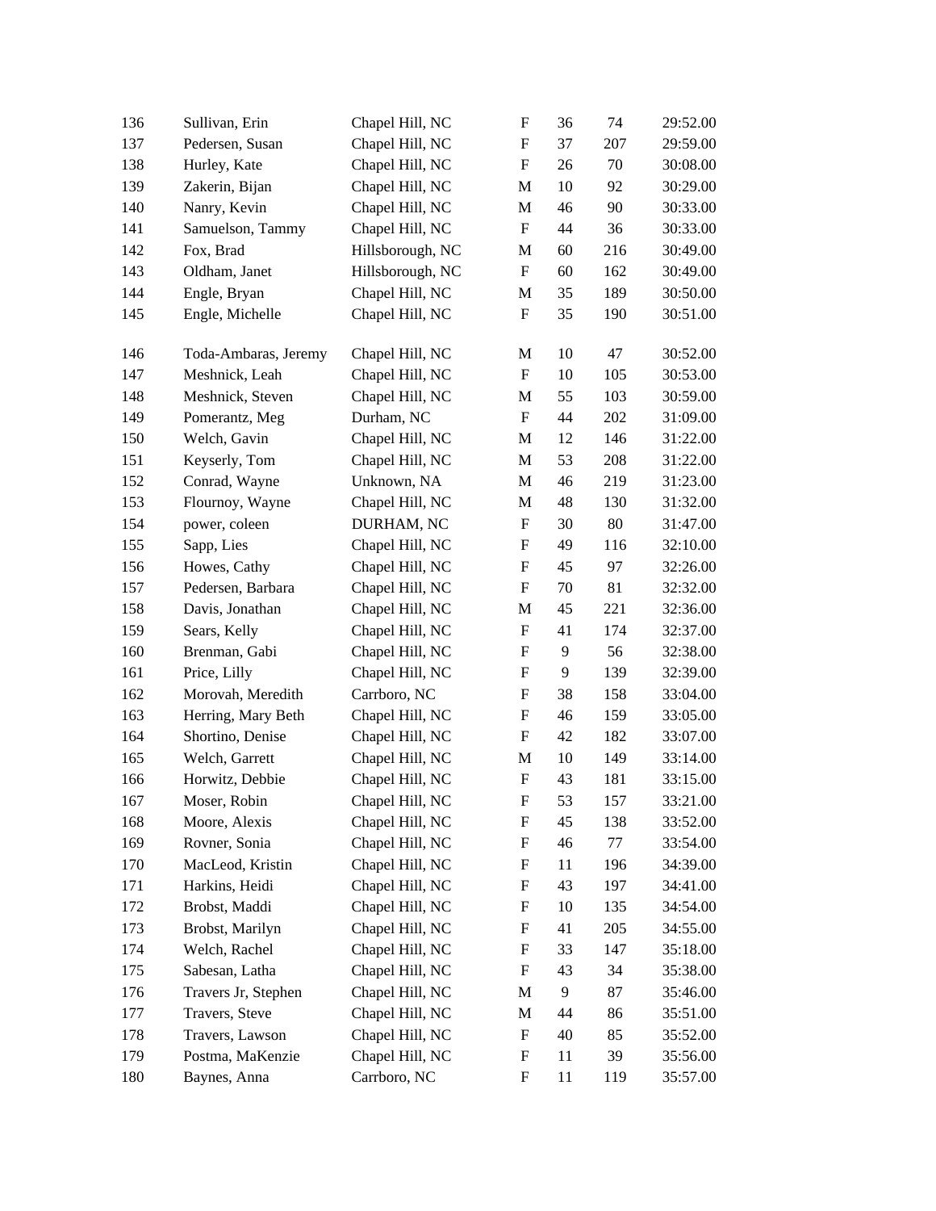| 136 | Sullivan, Erin | Chapel Hill, NC | F | 36 | 74 | 29:52.00 |
|---|---|---|---|---|---|---|
| 137 | Pedersen, Susan | Chapel Hill, NC | F | 37 | 207 | 29:59.00 |
| 138 | Hurley, Kate | Chapel Hill, NC | F | 26 | 70 | 30:08.00 |
| 139 | Zakerin, Bijan | Chapel Hill, NC | M | 10 | 92 | 30:29.00 |
| 140 | Nanry, Kevin | Chapel Hill, NC | M | 46 | 90 | 30:33.00 |
| 141 | Samuelson, Tammy | Chapel Hill, NC | F | 44 | 36 | 30:33.00 |
| 142 | Fox, Brad | Hillsborough, NC | M | 60 | 216 | 30:49.00 |
| 143 | Oldham, Janet | Hillsborough, NC | F | 60 | 162 | 30:49.00 |
| 144 | Engle, Bryan | Chapel Hill, NC | M | 35 | 189 | 30:50.00 |
| 145 | Engle, Michelle | Chapel Hill, NC | F | 35 | 190 | 30:51.00 |
| 146 | Toda-Ambaras, Jeremy | Chapel Hill, NC | M | 10 | 47 | 30:52.00 |
| 147 | Meshnick, Leah | Chapel Hill, NC | F | 10 | 105 | 30:53.00 |
| 148 | Meshnick, Steven | Chapel Hill, NC | M | 55 | 103 | 30:59.00 |
| 149 | Pomerantz, Meg | Durham, NC | F | 44 | 202 | 31:09.00 |
| 150 | Welch, Gavin | Chapel Hill, NC | M | 12 | 146 | 31:22.00 |
| 151 | Keyserly, Tom | Chapel Hill, NC | M | 53 | 208 | 31:22.00 |
| 152 | Conrad, Wayne | Unknown, NA | M | 46 | 219 | 31:23.00 |
| 153 | Flournoy, Wayne | Chapel Hill, NC | M | 48 | 130 | 31:32.00 |
| 154 | power, coleen | DURHAM, NC | F | 30 | 80 | 31:47.00 |
| 155 | Sapp, Lies | Chapel Hill, NC | F | 49 | 116 | 32:10.00 |
| 156 | Howes, Cathy | Chapel Hill, NC | F | 45 | 97 | 32:26.00 |
| 157 | Pedersen, Barbara | Chapel Hill, NC | F | 70 | 81 | 32:32.00 |
| 158 | Davis, Jonathan | Chapel Hill, NC | M | 45 | 221 | 32:36.00 |
| 159 | Sears, Kelly | Chapel Hill, NC | F | 41 | 174 | 32:37.00 |
| 160 | Brenman, Gabi | Chapel Hill, NC | F | 9 | 56 | 32:38.00 |
| 161 | Price, Lilly | Chapel Hill, NC | F | 9 | 139 | 32:39.00 |
| 162 | Morovah, Meredith | Carrboro, NC | F | 38 | 158 | 33:04.00 |
| 163 | Herring, Mary Beth | Chapel Hill, NC | F | 46 | 159 | 33:05.00 |
| 164 | Shortino, Denise | Chapel Hill, NC | F | 42 | 182 | 33:07.00 |
| 165 | Welch, Garrett | Chapel Hill, NC | M | 10 | 149 | 33:14.00 |
| 166 | Horwitz, Debbie | Chapel Hill, NC | F | 43 | 181 | 33:15.00 |
| 167 | Moser, Robin | Chapel Hill, NC | F | 53 | 157 | 33:21.00 |
| 168 | Moore, Alexis | Chapel Hill, NC | F | 45 | 138 | 33:52.00 |
| 169 | Rovner, Sonia | Chapel Hill, NC | F | 46 | 77 | 33:54.00 |
| 170 | MacLeod, Kristin | Chapel Hill, NC | F | 11 | 196 | 34:39.00 |
| 171 | Harkins, Heidi | Chapel Hill, NC | F | 43 | 197 | 34:41.00 |
| 172 | Brobst, Maddi | Chapel Hill, NC | F | 10 | 135 | 34:54.00 |
| 173 | Brobst, Marilyn | Chapel Hill, NC | F | 41 | 205 | 34:55.00 |
| 174 | Welch, Rachel | Chapel Hill, NC | F | 33 | 147 | 35:18.00 |
| 175 | Sabesan, Latha | Chapel Hill, NC | F | 43 | 34 | 35:38.00 |
| 176 | Travers Jr, Stephen | Chapel Hill, NC | M | 9 | 87 | 35:46.00 |
| 177 | Travers, Steve | Chapel Hill, NC | M | 44 | 86 | 35:51.00 |
| 178 | Travers, Lawson | Chapel Hill, NC | F | 40 | 85 | 35:52.00 |
| 179 | Postma, MaKenzie | Chapel Hill, NC | F | 11 | 39 | 35:56.00 |
| 180 | Baynes, Anna | Carrboro, NC | F | 11 | 119 | 35:57.00 |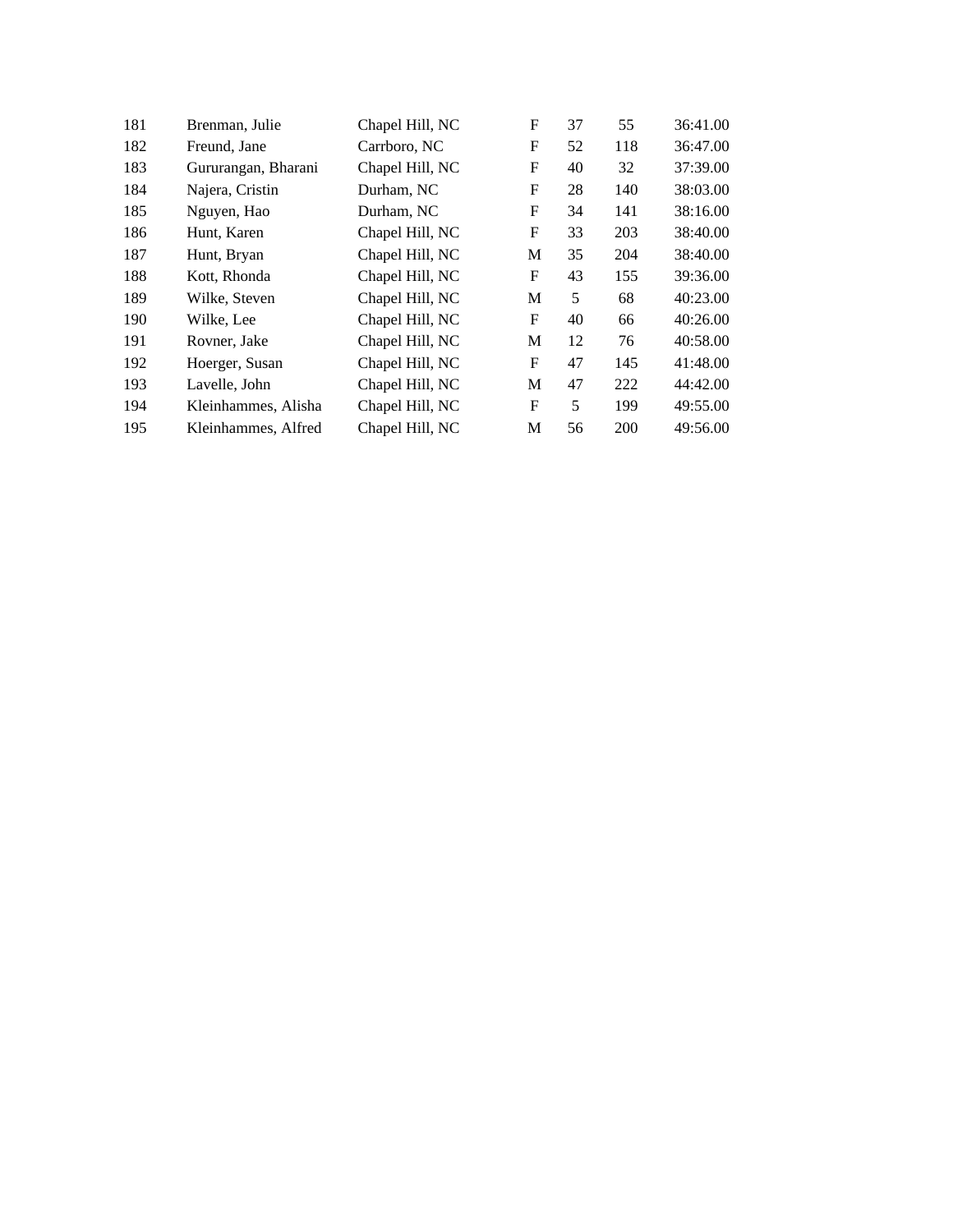| | | | | | | |
|---|---|---|---|---|---|---|
| 181 | Brenman, Julie | Chapel Hill, NC | F | 37 | 55 | 36:41.00 |
| 182 | Freund, Jane | Carrboro, NC | F | 52 | 118 | 36:47.00 |
| 183 | Gururangan, Bharani | Chapel Hill, NC | F | 40 | 32 | 37:39.00 |
| 184 | Najera, Cristin | Durham, NC | F | 28 | 140 | 38:03.00 |
| 185 | Nguyen, Hao | Durham, NC | F | 34 | 141 | 38:16.00 |
| 186 | Hunt, Karen | Chapel Hill, NC | F | 33 | 203 | 38:40.00 |
| 187 | Hunt, Bryan | Chapel Hill, NC | M | 35 | 204 | 38:40.00 |
| 188 | Kott, Rhonda | Chapel Hill, NC | F | 43 | 155 | 39:36.00 |
| 189 | Wilke, Steven | Chapel Hill, NC | M | 5 | 68 | 40:23.00 |
| 190 | Wilke, Lee | Chapel Hill, NC | F | 40 | 66 | 40:26.00 |
| 191 | Rovner, Jake | Chapel Hill, NC | M | 12 | 76 | 40:58.00 |
| 192 | Hoerger, Susan | Chapel Hill, NC | F | 47 | 145 | 41:48.00 |
| 193 | Lavelle, John | Chapel Hill, NC | M | 47 | 222 | 44:42.00 |
| 194 | Kleinhammes, Alisha | Chapel Hill, NC | F | 5 | 199 | 49:55.00 |
| 195 | Kleinhammes, Alfred | Chapel Hill, NC | M | 56 | 200 | 49:56.00 |